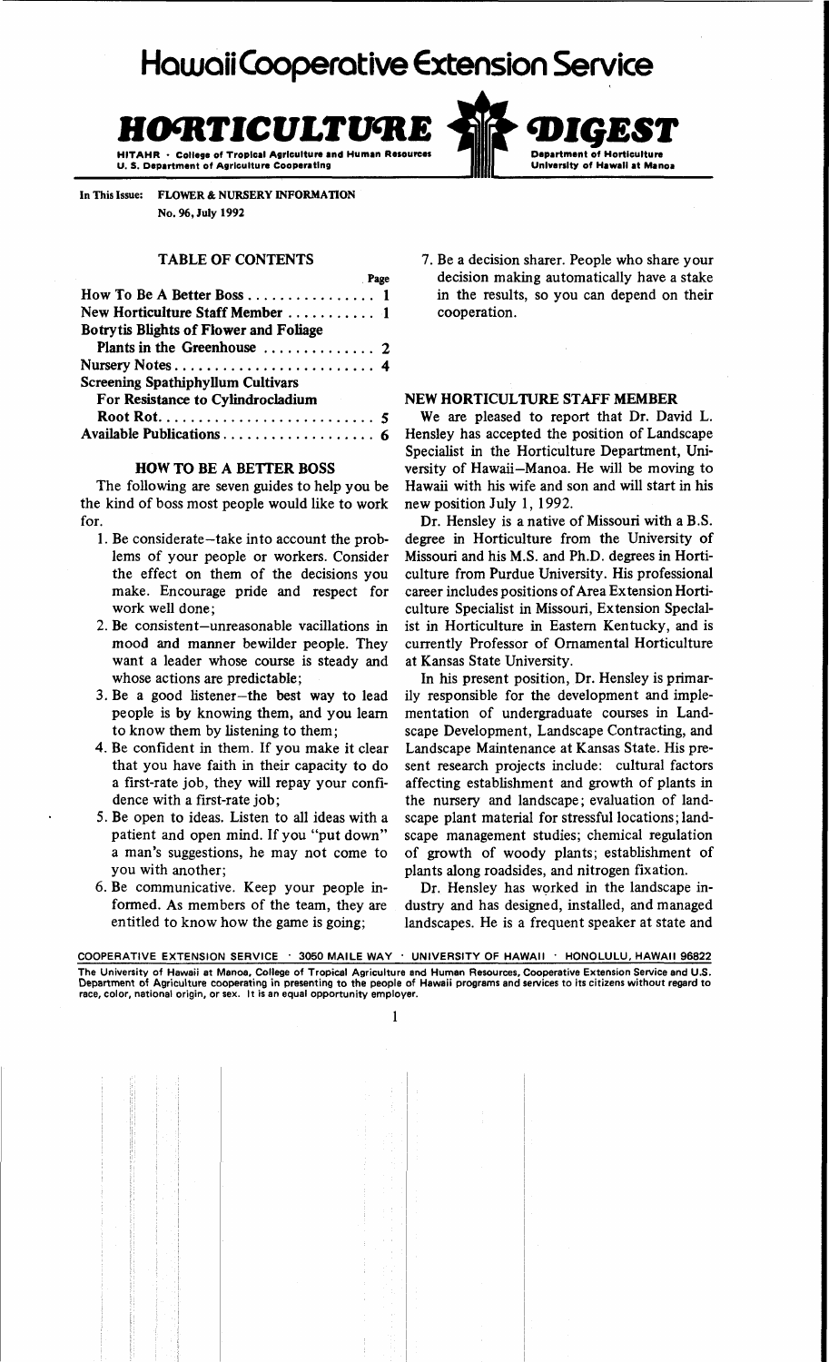# Hawaii Cooperative Extension Service

## HORTICULTURE DIGEST

HITAHR · College of Tropical Agriculture and Human Resources
U. S. Department of Agriculture Cooperating

Department of Horticulture
University of Hawaii at Manoa

In This Issue: FLOWER & NURSERY INFORMATION
No. 96, July 1992

### TABLE OF CONTENTS

| | Page |
|---|---|
| How To Be A Better Boss | 1 |
| New Horticulture Staff Member | 1 |
| Botrytis Blights of Flower and Foliage Plants in the Greenhouse | 2 |
| Nursery Notes | 4 |
| Screening Spathiphyllum Cultivars For Resistance to Cylindrocladium Root Rot | 5 |
| Available Publications | 6 |

### HOW TO BE A BETTER BOSS

The following are seven guides to help you be the kind of boss most people would like to work for.

1. Be considerate—take into account the problems of your people or workers. Consider the effect on them of the decisions you make. Encourage pride and respect for work well done;
2. Be consistent—unreasonable vacillations in mood and manner bewilder people. They want a leader whose course is steady and whose actions are predictable;
3. Be a good listener—the best way to lead people is by knowing them, and you learn to know them by listening to them;
4. Be confident in them. If you make it clear that you have faith in their capacity to do a first-rate job, they will repay your confidence with a first-rate job;
5. Be open to ideas. Listen to all ideas with a patient and open mind. If you "put down" a man's suggestions, he may not come to you with another;
6. Be communicative. Keep your people informed. As members of the team, they are entitled to know how the game is going;
7. Be a decision sharer. People who share your decision making automatically have a stake in the results, so you can depend on their cooperation.

### NEW HORTICULTURE STAFF MEMBER

We are pleased to report that Dr. David L. Hensley has accepted the position of Landscape Specialist in the Horticulture Department, University of Hawaii–Manoa. He will be moving to Hawaii with his wife and son and will start in his new position July 1, 1992.

Dr. Hensley is a native of Missouri with a B.S. degree in Horticulture from the University of Missouri and his M.S. and Ph.D. degrees in Horticulture from Purdue University. His professional career includes positions of Area Extension Horticulture Specialist in Missouri, Extension Specialist in Horticulture in Eastern Kentucky, and is currently Professor of Ornamental Horticulture at Kansas State University.

In his present position, Dr. Hensley is primarily responsible for the development and implementation of undergraduate courses in Landscape Development, Landscape Contracting, and Landscape Maintenance at Kansas State. His present research projects include: cultural factors affecting establishment and growth of plants in the nursery and landscape; evaluation of landscape plant material for stressful locations; landscape management studies; chemical regulation of growth of woody plants; establishment of plants along roadsides, and nitrogen fixation.

Dr. Hensley has worked in the landscape industry and has designed, installed, and managed landscapes. He is a frequent speaker at state and

COOPERATIVE EXTENSION SERVICE · 3050 MAILE WAY · UNIVERSITY OF HAWAII · HONOLULU, HAWAII 96822

The University of Hawaii at Manoa, College of Tropical Agriculture and Human Resources, Cooperative Extension Service and U.S. Department of Agriculture cooperating in presenting to the people of Hawaii programs and services to its citizens without regard to race, color, national origin, or sex. It is an equal opportunity employer.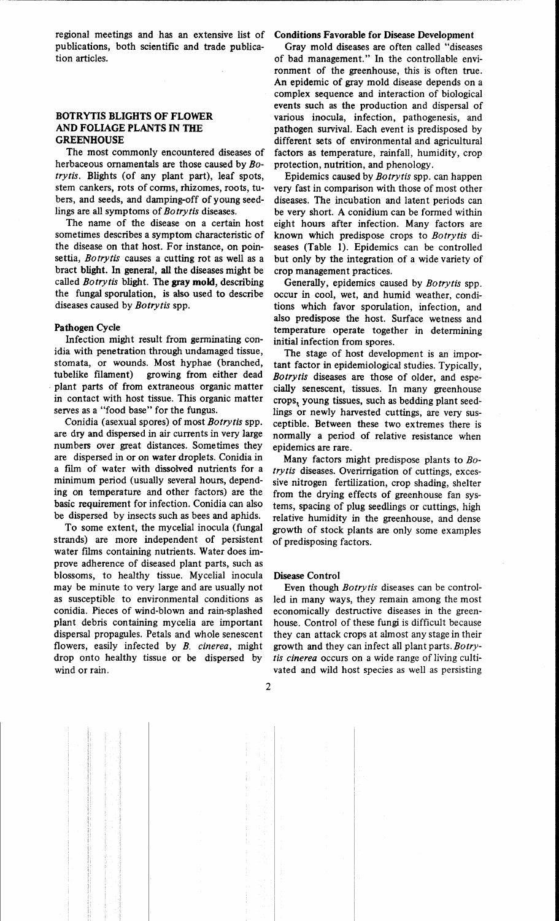regional meetings and has an extensive list of publications, both scientific and trade publication articles.

## BOTRYTIS BLIGHTS OF FLOWER AND FOLIAGE PLANTS IN THE GREENHOUSE

The most commonly encountered diseases of herbaceous ornamentals are those caused by *Botrytis*. Blights (of any plant part), leaf spots, stem cankers, rots of corms, rhizomes, roots, tubers, and seeds, and damping-off of young seedlings are all symptoms of *Botrytis* diseases.

The name of the disease on a certain host sometimes describes a symptom characteristic of the disease on that host. For instance, on poinsettia, *Botrytis* causes a cutting rot as well as a bract blight. In general, all the diseases might be called *Botrytis* blight. The gray mold, describing the fungal sporulation, is also used to describe diseases caused by *Botrytis* spp.

### Pathogen Cycle

Infection might result from germinating conidia with penetration through undamaged tissue, stomata, or wounds. Most hyphae (branched, tubelike filament) growing from either dead plant parts of from extraneous organic matter in contact with host tissue. This organic matter serves as a "food base" for the fungus.

Conidia (asexual spores) of most *Botrytis* spp. are dry and dispersed in air currents in very large numbers over great distances. Sometimes they are dispersed in or on water droplets. Conidia in a film of water with dissolved nutrients for a minimum period (usually several hours, depending on temperature and other factors) are the basic requirement for infection. Conidia can also be dispersed by insects such as bees and aphids.

To some extent, the mycelial inocula (fungal strands) are more independent of persistent water films containing nutrients. Water does improve adherence of diseased plant parts, such as blossoms, to healthy tissue. Mycelial inocula may be minute to very large and are usually not as susceptible to environmental conditions as conidia. Pieces of wind-blown and rain-splashed plant debris containing mycelia are important dispersal propagules. Petals and whole senescent flowers, easily infected by *B. cinerea*, might drop onto healthy tissue or be dispersed by wind or rain.

### Conditions Favorable for Disease Development

Gray mold diseases are often called "diseases of bad management." In the controllable environment of the greenhouse, this is often true. An epidemic of gray mold disease depends on a complex sequence and interaction of biological events such as the production and dispersal of various inocula, infection, pathogenesis, and pathogen survival. Each event is predisposed by different sets of environmental and agricultural factors as temperature, rainfall, humidity, crop protection, nutrition, and phenology.

Epidemics caused by *Botrytis* spp. can happen very fast in comparison with those of most other diseases. The incubation and latent periods can be very short. A conidium can be formed within eight hours after infection. Many factors are known which predispose crops to *Botrytis* diseases (Table 1). Epidemics can be controlled but only by the integration of a wide variety of crop management practices.

Generally, epidemics caused by *Botrytis* spp. occur in cool, wet, and humid weather, conditions which favor sporulation, infection, and also predispose the host. Surface wetness and temperature operate together in determining initial infection from spores.

The stage of host development is an important factor in epidemiological studies. Typically, *Botrytis* diseases are those of older, and especially senescent, tissues. In many greenhouse crops, young tissues, such as bedding plant seedlings or newly harvested cuttings, are very susceptible. Between these two extremes there is normally a period of relative resistance when epidemics are rare.

Many factors might predispose plants to *Botrytis* diseases. Overirrigation of cuttings, excessive nitrogen fertilization, crop shading, shelter from the drying effects of greenhouse fan systems, spacing of plug seedlings or cuttings, high relative humidity in the greenhouse, and dense growth of stock plants are only some examples of predisposing factors.

### Disease Control

Even though *Botrytis* diseases can be controlled in many ways, they remain among the most economically destructive diseases in the greenhouse. Control of these fungi is difficult because they can attack crops at almost any stage in their growth and they can infect all plant parts. *Botrytis cinerea* occurs on a wide range of living cultivated and wild host species as well as persisting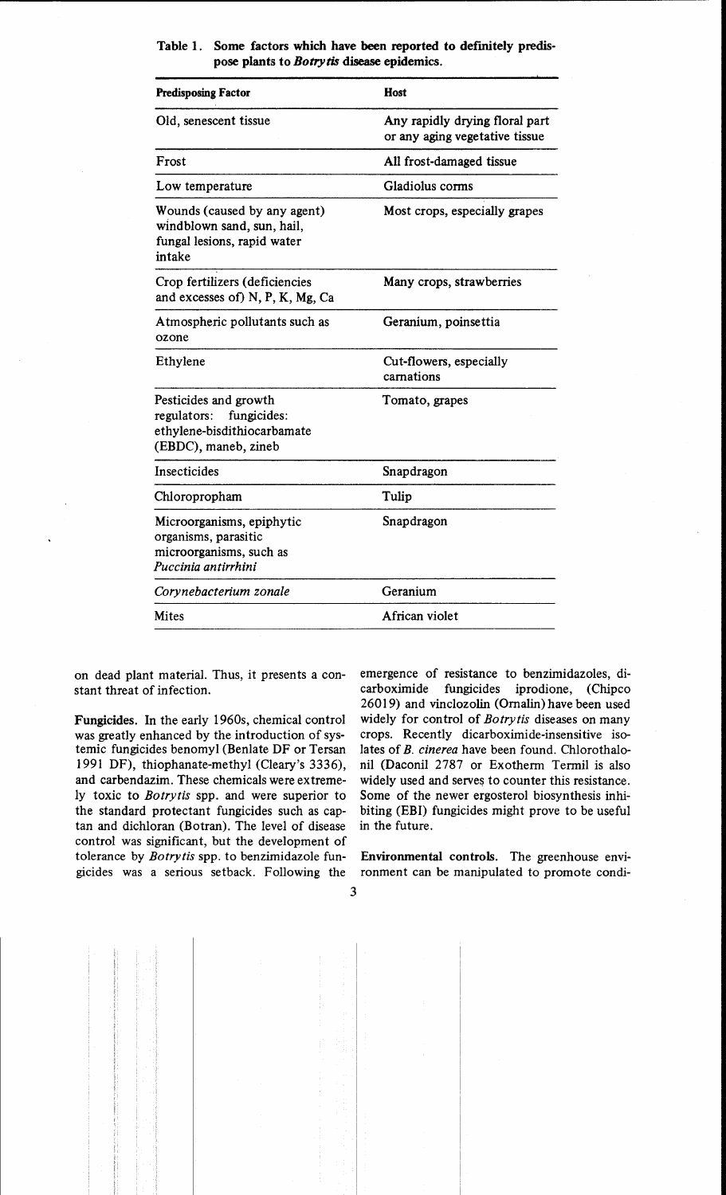Table 1. Some factors which have been reported to definitely predispose plants to *Botrytis* disease epidemics.

| Predisposing Factor | Host |
|---|---|
| Old, senescent tissue | Any rapidly drying floral part or any aging vegetative tissue |
| Frost | All frost-damaged tissue |
| Low temperature | Gladiolus corms |
| Wounds (caused by any agent) windblown sand, sun, hail, fungal lesions, rapid water intake | Most crops, especially grapes |
| Crop fertilizers (deficiencies and excesses of) N, P, K, Mg, Ca | Many crops, strawberries |
| Atmospheric pollutants such as ozone | Geranium, poinsettia |
| Ethylene | Cut-flowers, especially carnations |
| Pesticides and growth regulators: fungicides: ethylene-bisdithiocarbamate (EBDC), maneb, zineb | Tomato, grapes |
| Insecticides | Snapdragon |
| Chloropropham | Tulip |
| Microorganisms, epiphytic organisms, parasitic microorganisms, such as *Puccinia antirrhini* | Snapdragon |
| *Corynebacterium zonale* | Geranium |
| Mites | African violet |

on dead plant material. Thus, it presents a constant threat of infection.

**Fungicides.** In the early 1960s, chemical control was greatly enhanced by the introduction of systemic fungicides benomyl (Benlate DF or Tersan 1991 DF), thiophanate-methyl (Cleary's 3336), and carbendazim. These chemicals were extremely toxic to *Botrytis* spp. and were superior to the standard protectant fungicides such as captan and dichloran (Botran). The level of disease control was significant, but the development of tolerance by *Botrytis* spp. to benzimidazole fungicides was a serious setback. Following the emergence of resistance to benzimidazoles, dicarboximide fungicides iprodione, (Chipco 26019) and vinclozolin (Ornalin) have been used widely for control of *Botrytis* diseases on many crops. Recently dicarboximide-insensitive isolates of *B. cinerea* have been found. Chlorothalonil (Daconil 2787 or Exotherm Termil is also widely used and serves to counter this resistance. Some of the newer ergosterol biosynthesis inhibiting (EBI) fungicides might prove to be useful in the future.

**Environmental controls.** The greenhouse environment can be manipulated to promote condi-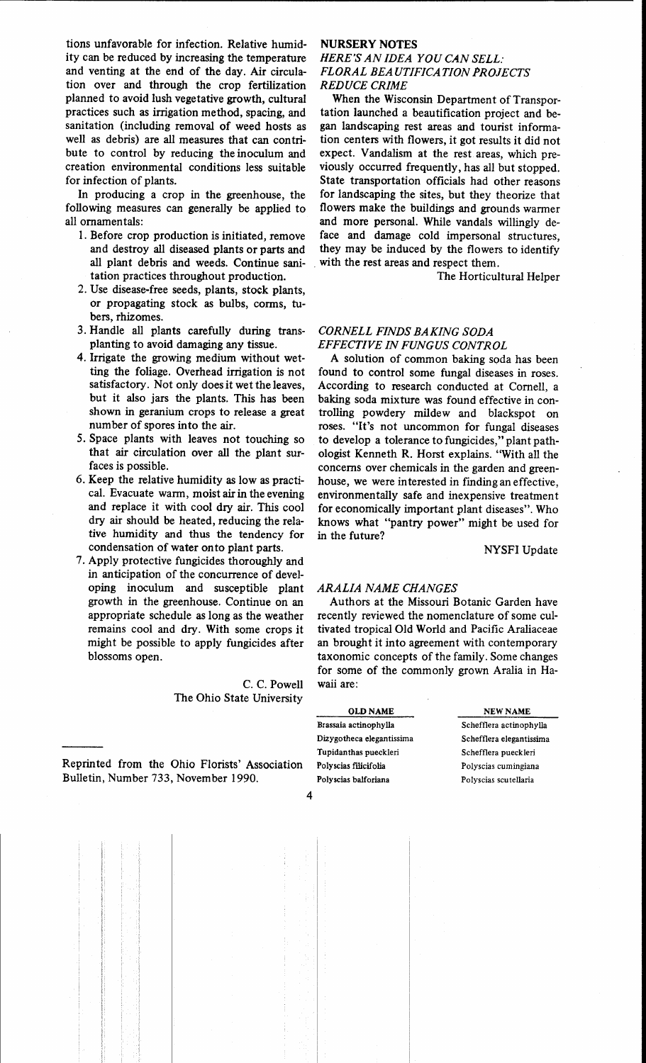tions unfavorable for infection. Relative humidity can be reduced by increasing the temperature and venting at the end of the day. Air circulation over and through the crop fertilization planned to avoid lush vegetative growth, cultural practices such as irrigation method, spacing, and sanitation (including removal of weed hosts as well as debris) are all measures that can contribute to control by reducing the inoculum and creation environmental conditions less suitable for infection of plants.

In producing a crop in the greenhouse, the following measures can generally be applied to all ornamentals:

1. Before crop production is initiated, remove and destroy all diseased plants or parts and all plant debris and weeds. Continue sanitation practices throughout production.
2. Use disease-free seeds, plants, stock plants, or propagating stock as bulbs, corms, tubers, rhizomes.
3. Handle all plants carefully during transplanting to avoid damaging any tissue.
4. Irrigate the growing medium without wetting the foliage. Overhead irrigation is not satisfactory. Not only does it wet the leaves, but it also jars the plants. This has been shown in geranium crops to release a great number of spores into the air.
5. Space plants with leaves not touching so that air circulation over all the plant surfaces is possible.
6. Keep the relative humidity as low as practical. Evacuate warm, moist air in the evening and replace it with cool dry air. This cool dry air should be heated, reducing the relative humidity and thus the tendency for condensation of water onto plant parts.
7. Apply protective fungicides thoroughly and in anticipation of the concurrence of developing inoculum and susceptible plant growth in the greenhouse. Continue on an appropriate schedule as long as the weather remains cool and dry. With some crops it might be possible to apply fungicides after blossoms open.

C. C. Powell
The Ohio State University

Reprinted from the Ohio Florists' Association Bulletin, Number 733, November 1990.

## NURSERY NOTES

### *HERE'S AN IDEA YOU CAN SELL: FLORAL BEAUTIFICATION PROJECTS REDUCE CRIME*

When the Wisconsin Department of Transportation launched a beautification project and began landscaping rest areas and tourist information centers with flowers, it got results it did not expect. Vandalism at the rest areas, which previously occurred frequently, has all but stopped. State transportation officials had other reasons for landscaping the sites, but they theorize that flowers make the buildings and grounds warmer and more personal. While vandals willingly deface and damage cold impersonal structures, they may be induced by the flowers to identify with the rest areas and respect them.

The Horticultural Helper

### *CORNELL FINDS BAKING SODA EFFECTIVE IN FUNGUS CONTROL*

A solution of common baking soda has been found to control some fungal diseases in roses. According to research conducted at Cornell, a baking soda mixture was found effective in controlling powdery mildew and blackspot on roses. "It's not uncommon for fungal diseases to develop a tolerance to fungicides," plant pathologist Kenneth R. Horst explains. "With all the concerns over chemicals in the garden and greenhouse, we were interested in finding an effective, environmentally safe and inexpensive treatment for economically important plant diseases". Who knows what "pantry power" might be used for in the future?

NYSFI Update

### *ARALIA NAME CHANGES*

Authors at the Missouri Botanic Garden have recently reviewed the nomenclature of some cultivated tropical Old World and Pacific Araliaceae an brought it into agreement with contemporary taxonomic concepts of the family. Some changes for some of the commonly grown Aralia in Hawaii are:

| OLD NAME | NEW NAME |
|---|---|
| Brassaia actinophylla | Schefflera actinophylla |
| Dizygotheca elegantissima | Schefflera elegantissima |
| Tupidanthas pueckleri | Schefflera pueckleri |
| Polyscias filicifolia | Polyscias cumingiana |
| Polyscias balforiana | Polyscias scutellaria |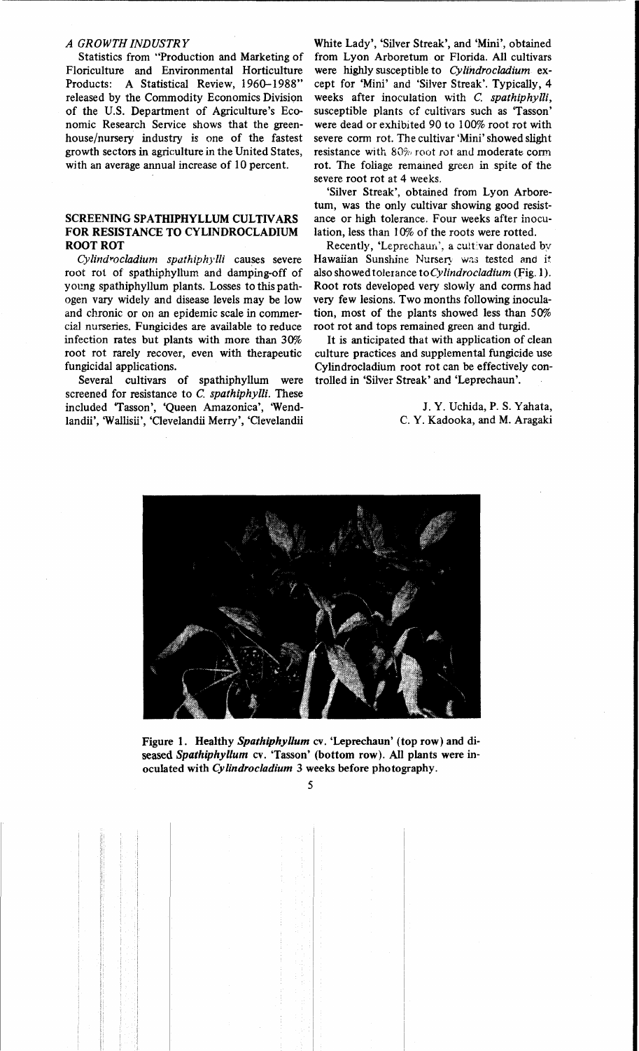### *A GROWTH INDUSTRY*

Statistics from "Production and Marketing of Floriculture and Environmental Horticulture Products: A Statistical Review, 1960–1988" released by the Commodity Economics Division of the U.S. Department of Agriculture's Economic Research Service shows that the greenhouse/nursery industry is one of the fastest growth sectors in agriculture in the United States, with an average annual increase of 10 percent.

## SCREENING SPATHIPHYLLUM CULTIVARS FOR RESISTANCE TO CYLINDROCLADIUM ROOT ROT

*Cylindrocladium spathiphylli* causes severe root rot of spathiphyllum and damping-off of young spathiphyllum plants. Losses to this pathogen vary widely and disease levels may be low and chronic or on an epidemic scale in commercial nurseries. Fungicides are available to reduce infection rates but plants with more than 30% root rot rarely recover, even with therapeutic fungicidal applications.

Several cultivars of spathiphyllum were screened for resistance to *C. spathiphylli*. These included 'Tasson', 'Queen Amazonica', 'Wendlandii', 'Wallisii', 'Clevelandii Merry', 'Clevelandii White Lady', 'Silver Streak', and 'Mini', obtained from Lyon Arboretum or Florida. All cultivars were highly susceptible to *Cylindrocladium* except for 'Mini' and 'Silver Streak'. Typically, 4 weeks after inoculation with *C. spathiphylli*, susceptible plants of cultivars such as 'Tasson' were dead or exhibited 90 to 100% root rot with severe corm rot. The cultivar 'Mini' showed slight resistance with 80% root rot and moderate corm rot. The foliage remained green in spite of the severe root rot at 4 weeks.

'Silver Streak', obtained from Lyon Arboretum, was the only cultivar showing good resistance or high tolerance. Four weeks after inoculation, less than 10% of the roots were rotted.

Recently, 'Leprechaun', a cultivar donated by Hawaiian Sunshine Nursery was tested and it also showed tolerance to *Cylindrocladium* (Fig. 1). Root rots developed very slowly and corms had very few lesions. Two months following inoculation, most of the plants showed less than 50% root rot and tops remained green and turgid.

It is anticipated that with application of clean culture practices and supplemental fungicide use Cylindrocladium root rot can be effectively controlled in 'Silver Streak' and 'Leprechaun'.

J. Y. Uchida, P. S. Yahata, C. Y. Kadooka, and M. Aragaki

**Figure 1. Healthy *Spathiphyllum* cv. 'Leprechaun' (top row) and diseased *Spathiphyllum* cv. 'Tasson' (bottom row). All plants were inoculated with *Cylindrocladium* 3 weeks before photography.**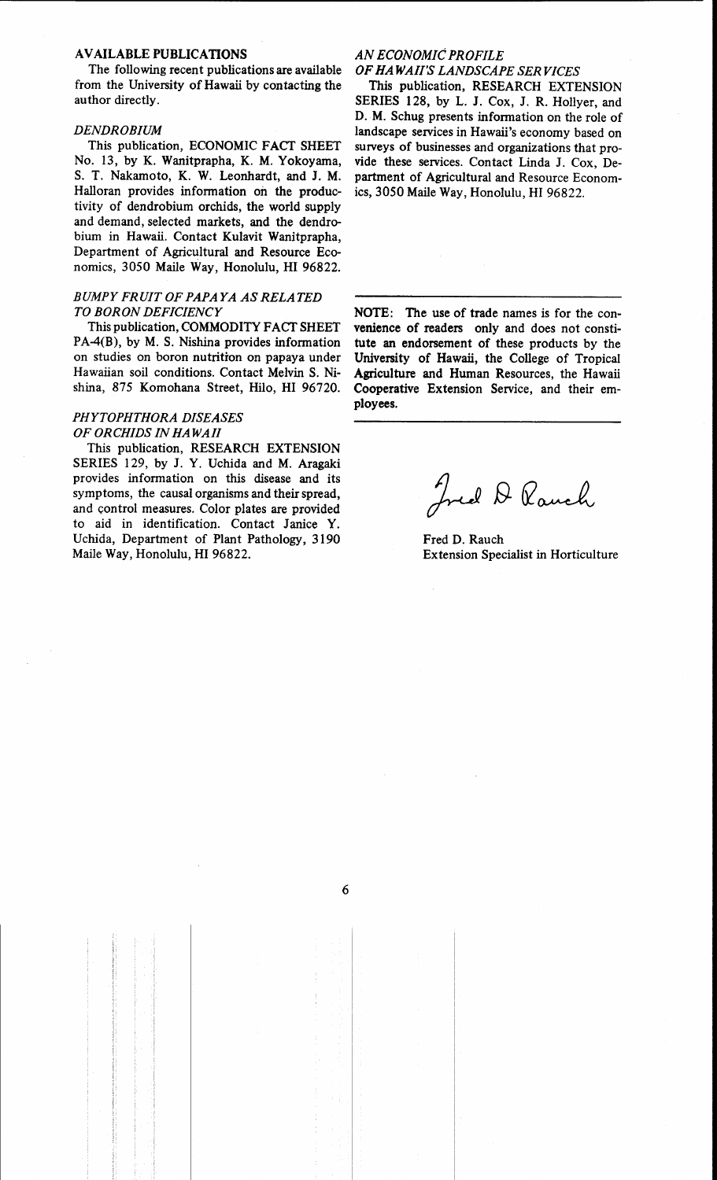## AVAILABLE PUBLICATIONS

The following recent publications are available from the University of Hawaii by contacting the author directly.

### *DENDROBIUM*

This publication, ECONOMIC FACT SHEET No. 13, by K. Wanitprapha, K. M. Yokoyama, S. T. Nakamoto, K. W. Leonhardt, and J. M. Halloran provides information on the productivity of dendrobium orchids, the world supply and demand, selected markets, and the dendrobium in Hawaii. Contact Kulavit Wanitprapha, Department of Agricultural and Resource Economics, 3050 Maile Way, Honolulu, HI 96822.

### *BUMPY FRUIT OF PAPAYA AS RELATED TO BORON DEFICIENCY*

This publication, COMMODITY FACT SHEET PA-4(B), by M. S. Nishina provides information on studies on boron nutrition on papaya under Hawaiian soil conditions. Contact Melvin S. Nishina, 875 Komohana Street, Hilo, HI 96720.

### *PHYTOPHTHORA DISEASES OF ORCHIDS IN HAWAII*

This publication, RESEARCH EXTENSION SERIES 129, by J. Y. Uchida and M. Aragaki provides information on this disease and its symptoms, the causal organisms and their spread, and control measures. Color plates are provided to aid in identification. Contact Janice Y. Uchida, Department of Plant Pathology, 3190 Maile Way, Honolulu, HI 96822.

### *AN ECONOMIC PROFILE OF HAWAII'S LANDSCAPE SERVICES*

This publication, RESEARCH EXTENSION SERIES 128, by L. J. Cox, J. R. Hollyer, and D. M. Schug presents information on the role of landscape services in Hawaii's economy based on surveys of businesses and organizations that provide these services. Contact Linda J. Cox, Department of Agricultural and Resource Economics, 3050 Maile Way, Honolulu, HI 96822.

---

**NOTE: The use of trade names is for the convenience of readers only and does not constitute an endorsement of these products by the University of Hawaii, the College of Tropical Agriculture and Human Resources, the Hawaii Cooperative Extension Service, and their employees.**

---

Fred D. Rauch

Fred D. Rauch
Extension Specialist in Horticulture